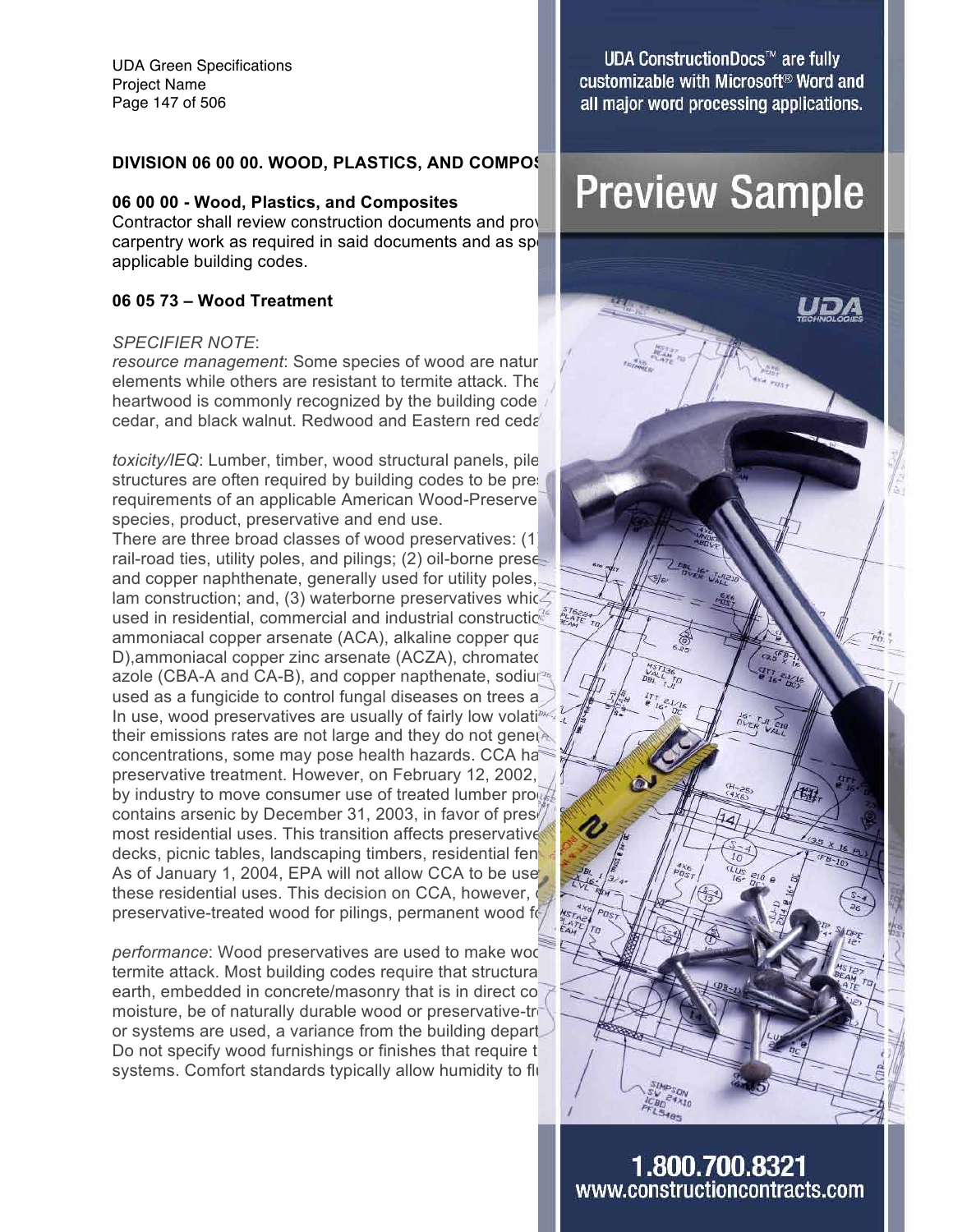UDA Green Specifications
Project Name

**DIVISION 06 00 00. WOOD, PLASTICS, AND COMPOS**

**06 00 00 - Wood, Plastics, and Composites**
Contractor shall review construction documents and prov carpentry work as required in said documents and as sp applicable building codes.

**06 05 73 – Wood Treatment**

*SPECIFIER NOTE*:
*resource management*: Some species of wood are natur elements while others are resistant to termite attack. The heartwood is commonly recognized by the building code cedar, and black walnut. Redwood and Eastern red ceda

*toxicity/IEQ*: Lumber, timber, wood structural panels, pile structures are often required by building codes to be pre requirements of an applicable American Wood-Preserve species, product, preservative and end use.
There are three broad classes of wood preservatives: (1 rail-road ties, utility poles, and pilings; (2) oil-borne prese and copper naphthenate, generally used for utility poles, lam construction; and, (3) waterborne preservatives whic used in residential, commercial and industrial constructio ammoniacal copper arsenate (ACA), alkaline copper qua D),ammoniacal copper zinc arsenate (ACZA), chromated azole (CBA-A and CA-B), and copper napthenate, sodiu used as a fungicide to control fungal diseases on trees a In use, wood preservatives are usually of fairly low volati their emissions rates are not large and they do not gene concentrations, some may pose health hazards. CCA ha preservative treatment. However, on February 12, 2002, by industry to move consumer use of treated lumber pro contains arsenic by December 31, 2003, in favor of pres most residential uses. This transition affects preservative decks, picnic tables, landscaping timbers, residential fen As of January 1, 2004, EPA will not allow CCA to be use these residential uses. This decision on CCA, however, preservative-treated wood for pilings, permanent wood f

*performance*: Wood preservatives are used to make woo termite attack. Most building codes require that structura earth, embedded in concrete/masonry that is in direct co moisture, be of naturally durable wood or preservative-tr or systems are used, a variance from the building depart Do not specify wood furnishings or finishes that require t systems. Comfort standards typically allow humidity to fl

UDA ConstructionDocs™ are fully customizable with Microsoft® Word and all major word processing applications.

Preview Sample

1.800.700.8321
www.constructioncontracts.com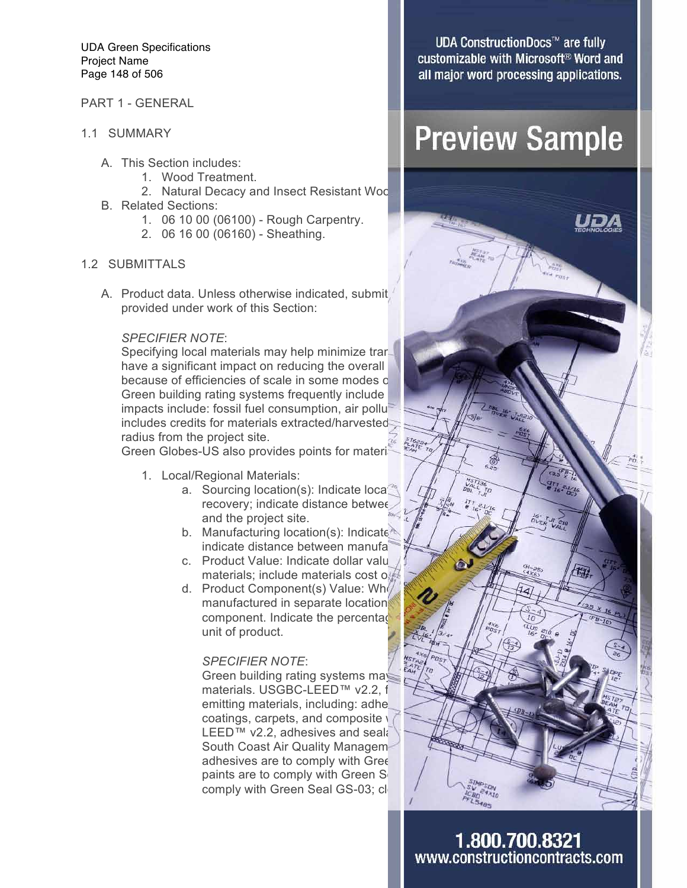PART 1 - GENERAL

1.1 SUMMARY

A. This Section includes:
   1. Wood Treatment.
   2. Natural Decay and Insect Resistant Woo

B. Related Sections:
   1. 06 10 00 (06100) - Rough Carpentry.
   2. 06 16 00 (06160) - Sheathing.

1.2 SUBMITTALS

A. Product data. Unless otherwise indicated, submit provided under work of this Section:

   *SPECIFIER NOTE*:
   Specifying local materials may help minimize trar have a significant impact on reducing the overall because of efficiencies of scale in some modes c Green building rating systems frequently include impacts include: fossil fuel consumption, air pollu includes credits for materials extracted/harvested radius from the project site.
   Green Globes-US also provides points for materi

   1. Local/Regional Materials:
      a. Sourcing location(s): Indicate loca recovery; indicate distance betwee and the project site.
      b. Manufacturing location(s): Indicate indicate distance between manufa
      c. Product Value: Indicate dollar valu materials; include materials cost o
      d. Product Component(s) Value: Wh manufactured in separate location component. Indicate the percentag unit of product.

      *SPECIFIER NOTE*:
      Green building rating systems may materials. USGBC-LEED™ v2.2, f emitting materials, including: adhe coatings, carpets, and composite w LEED™ v2.2, adhesives and seal South Coast Air Quality Managem adhesives are to comply with Gree paints are to comply with Green S comply with Green Seal GS-03; cl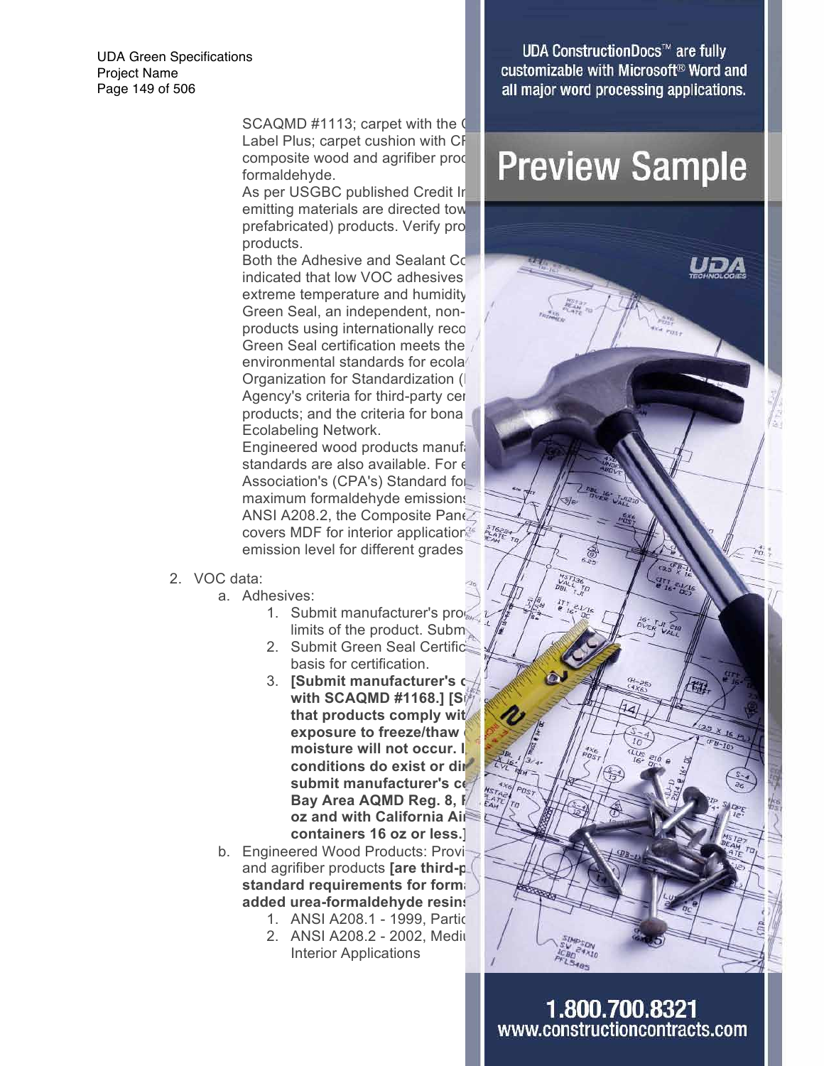SCAQMD #1113; carpet with the C
Label Plus; carpet cushion with CF
composite wood and agrifiber proc
formaldehyde.

As per USGBC published Credit In
emitting materials are directed tow
prefabricated) products. Verify pro
products.

Both the Adhesive and Sealant Co
indicated that low VOC adhesives
extreme temperature and humidity
Green Seal, an independent, non-
products using internationally reco
Green Seal certification meets the
environmental standards for ecola
Organization for Standardization (I
Agency's criteria for third-party cer
products; and the criteria for bona
Ecolabeling Network.

Engineered wood products manufa
standards are also available. For e
Association's (CPA's) Standard for
maximum formaldehyde emissions
ANSI A208.2, the Composite Pane
covers MDF for interior application
emission level for different grades

2. VOC data:
   a. Adhesives:
      1. Submit manufacturer's prod
         limits of the product. Subm
      2. Submit Green Seal Certific
         basis for certification.
      3. **[Submit manufacturer's c
         with SCAQMD #1168.] [S
         that products comply wit
         exposure to freeze/thaw c
         moisture will not occur. I
         conditions do exist or dir
         submit manufacturer's ce
         Bay Area AQMD Reg. 8, R
         oz and with California Ai
         containers 16 oz or less.]**
   b. Engineered Wood Products: Provi
      and agrifiber products **[are third-p
      standard requirements for form
      added urea-formaldehyde resins**
      1. ANSI A208.1 - 1999, Partic
      2. ANSI A208.2 - 2002, Mediu
         Interior Applications

UDA ConstructionDocs™ are fully customizable with Microsoft® Word and all major word processing applications.

Preview Sample

1.800.700.8321
www.constructioncontracts.com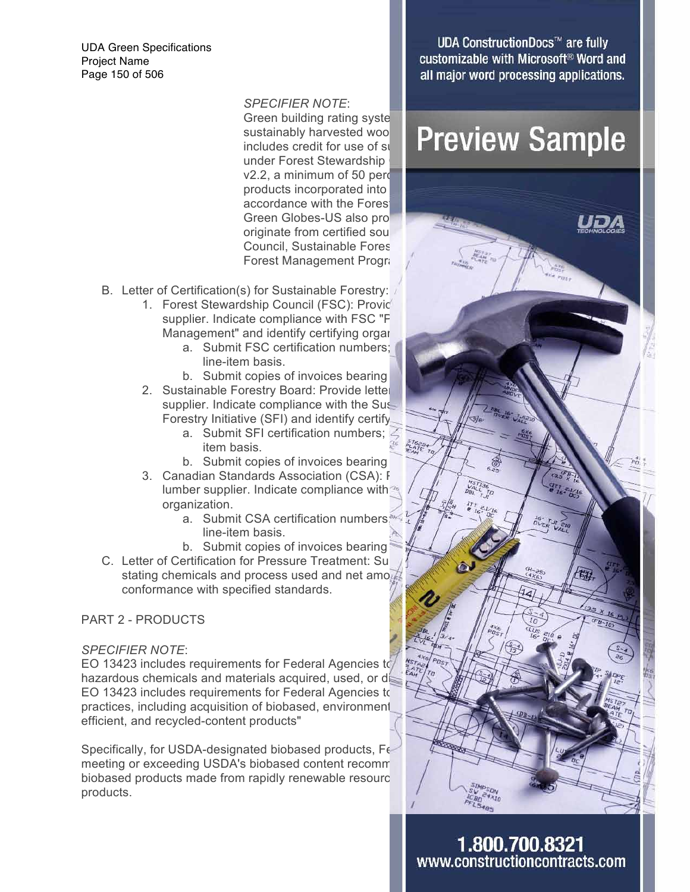*SPECIFIER NOTE*:
Green building rating syste
sustainably harvested woo
includes credit for use of s
under Forest Stewardship
v2.2, a minimum of 50 perc
products incorporated into
accordance with the Fores
Green Globes-US also pro
originate from certified sou
Council, Sustainable Fores
Forest Management Progr

B. Letter of Certification(s) for Sustainable Forestry:
   1. Forest Stewardship Council (FSC): Provid supplier. Indicate compliance with FSC "F Management" and identify certifying orga
      a. Submit FSC certification numbers; line-item basis.
      b. Submit copies of invoices bearing
   2. Sustainable Forestry Board: Provide lette supplier. Indicate compliance with the Sus Forestry Initiative (SFI) and identify certify
      a. Submit SFI certification numbers; item basis.
      b. Submit copies of invoices bearing
   3. Canadian Standards Association (CSA): F lumber supplier. Indicate compliance with organization.
      a. Submit CSA certification numbers line-item basis.
      b. Submit copies of invoices bearing
C. Letter of Certification for Pressure Treatment: Su stating chemicals and process used and net amo conformance with specified standards.

PART 2 - PRODUCTS

*SPECIFIER NOTE*:
EO 13423 includes requirements for Federal Agencies to hazardous chemicals and materials acquired, used, or di EO 13423 includes requirements for Federal Agencies to practices, including acquisition of biobased, environment efficient, and recycled-content products"

Specifically, for USDA-designated biobased products, Fe meeting or exceeding USDA's biobased content recomm biobased products made from rapidly renewable resourc products.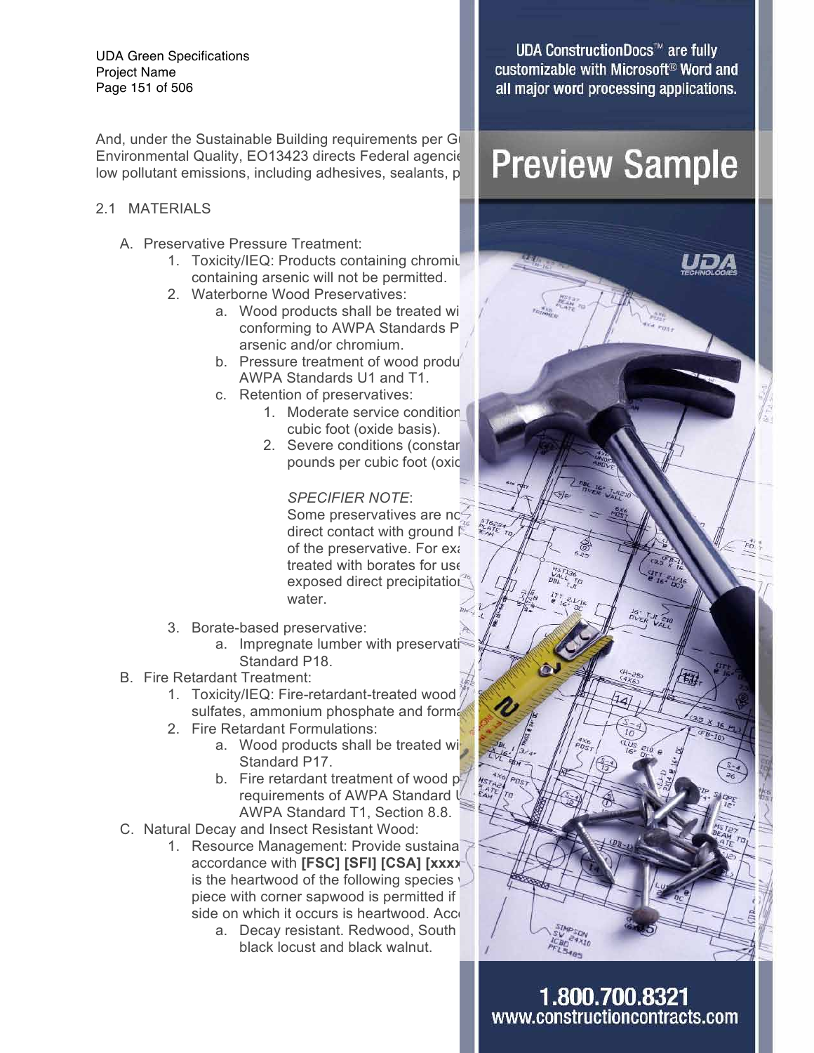And, under the Sustainable Building requirements per G
Environmental Quality, EO13423 directs Federal agencie
low pollutant emissions, including adhesives, sealants, p

## 2.1 MATERIALS

A. Preservative Pressure Treatment:
   1. Toxicity/IEQ: Products containing chromiu containing arsenic will not be permitted.
   2. Waterborne Wood Preservatives:
      a. Wood products shall be treated wi conforming to AWPA Standards P arsenic and/or chromium.
      b. Pressure treatment of wood produ AWPA Standards U1 and T1.
      c. Retention of preservatives:
         1. Moderate service condition cubic foot (oxide basis).
         2. Severe conditions (constar pounds per cubic foot (oxid

         *SPECIFIER NOTE*:
         Some preservatives are nc direct contact with ground l of the preservative. For exa treated with borates for use exposed direct precipitation water.

   3. Borate-based preservative:
      a. Impregnate lumber with preservati Standard P18.

B. Fire Retardant Treatment:
   1. Toxicity/IEQ: Fire-retardant-treated wood sulfates, ammonium phosphate and forma
   2. Fire Retardant Formulations:
      a. Wood products shall be treated wi Standard P17.
      b. Fire retardant treatment of wood p requirements of AWPA Standard U AWPA Standard T1, Section 8.8.

C. Natural Decay and Insect Resistant Wood:
   1. Resource Management: Provide sustaina accordance with **[FSC] [SFI] [CSA] [xxxx** is the heartwood of the following species v piece with corner sapwood is permitted if side on which it occurs is heartwood. Acc
      a. Decay resistant. Redwood, South black locust and black walnut.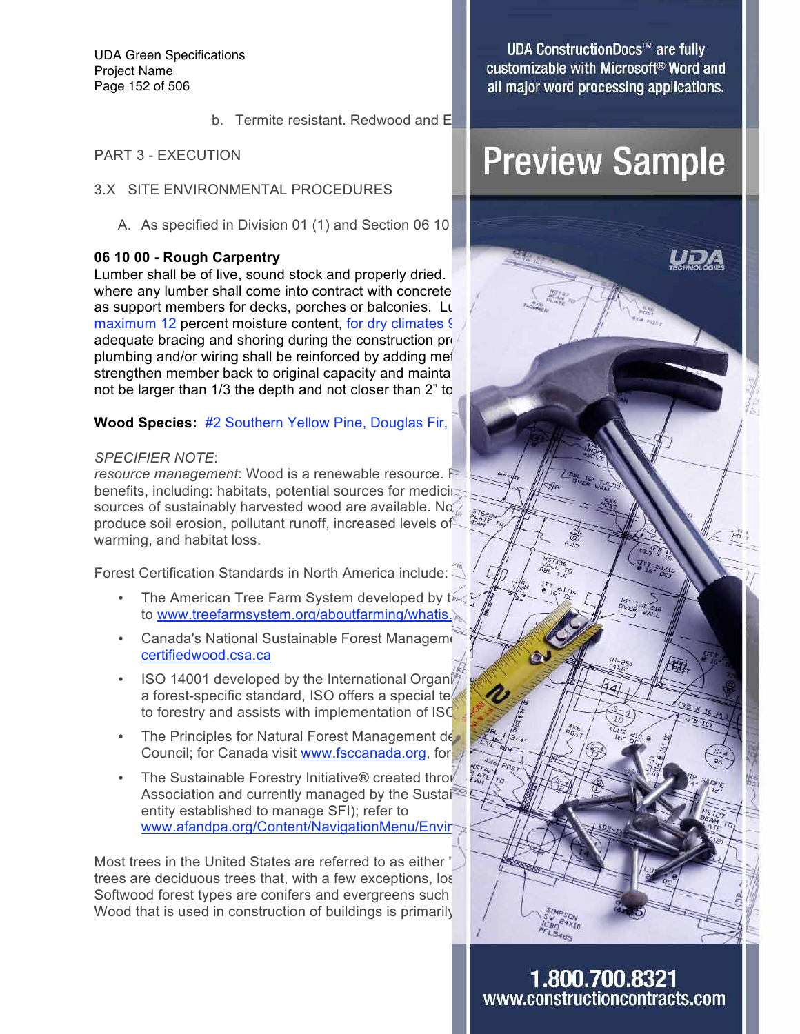b. Termite resistant. Redwood and E

PART 3 - EXECUTION

3.X SITE ENVIRONMENTAL PROCEDURES

A. As specified in Division 01 (1) and Section 06 10

**06 10 00 - Rough Carpentry**
Lumber shall be of live, sound stock and properly dried. where any lumber shall come into contract with concrete as support members for decks, porches or balconies. Lu maximum 12 percent moisture content, for dry climates 9 adequate bracing and shoring during the construction pr plumbing and/or wiring shall be reinforced by adding me strengthen member back to original capacity and mainta not be larger than 1/3 the depth and not closer than 2" to

**Wood Species:** #2 Southern Yellow Pine, Douglas Fir,

*SPECIFIER NOTE*:
*resource management*: Wood is a renewable resource. F benefits, including: habitats, potential sources for medici sources of sustainably harvested wood are available. No produce soil erosion, pollutant runoff, increased levels of warming, and habitat loss.

Forest Certification Standards in North America include:

- The American Tree Farm System developed by t to www.treefarmsystem.org/aboutfarming/whatis.
- Canada's National Sustainable Forest Managem certifiedwood.csa.ca
- ISO 14001 developed by the International Organi a forest-specific standard, ISO offers a special te to forestry and assists with implementation of ISO
- The Principles for Natural Forest Management de Council; for Canada visit www.fsccanada.org, for
- The Sustainable Forestry Initiative® created throu Association and currently managed by the Sustai entity established to manage SFI); refer to www.afandpa.org/Content/NavigationMenu/Envir

Most trees in the United States are referred to as either ' trees are deciduous trees that, with a few exceptions, los Softwood forest types are conifers and evergreens such Wood that is used in construction of buildings is primarily

UDA ConstructionDocs™ are fully customizable with Microsoft® Word and all major word processing applications.

Preview Sample

1.800.700.8321
www.constructioncontracts.com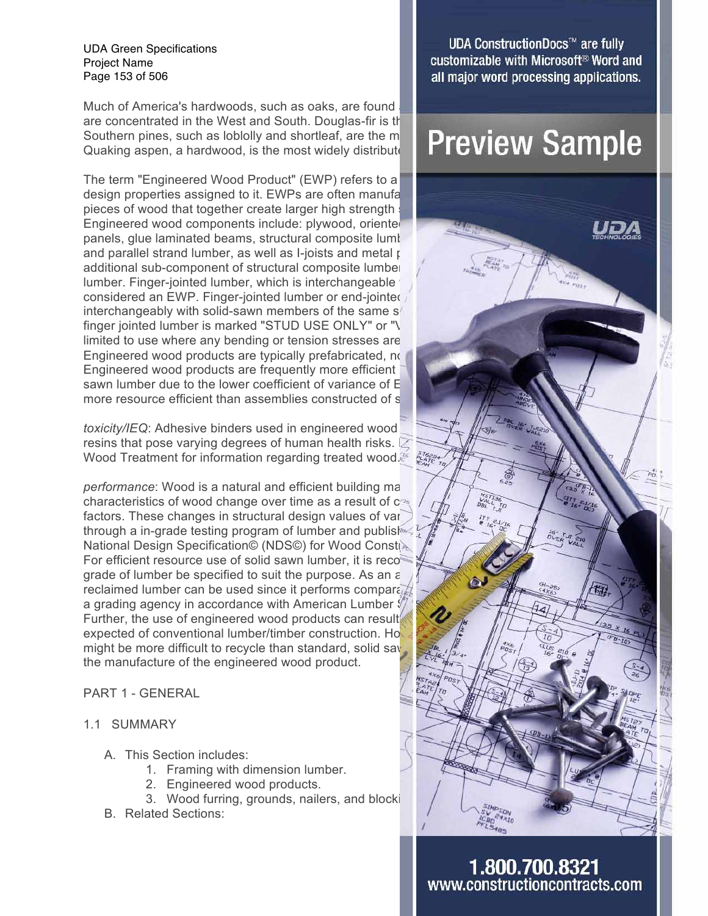Much of America's hardwoods, such as oaks, are found
are concentrated in the West and South. Douglas-fir is th
Southern pines, such as loblolly and shortleaf, are the m
Quaking aspen, a hardwood, is the most widely distribut

The term "Engineered Wood Product" (EWP) refers to a
design properties assigned to it. EWPs are often manufa
pieces of wood that together create larger high strength
Engineered wood components include: plywood, oriente
panels, glue laminated beams, structural composite lumb
and parallel strand lumber, as well as I-joists and metal p
additional sub-component of structural composite lumbe
lumber. Finger-jointed lumber, which is interchangeable
considered an EWP. Finger-jointed lumber or end-jointe
interchangeably with solid-sawn members of the same s
finger jointed lumber is marked "STUD USE ONLY" or "V
limited to use where any bending or tension stresses are
Engineered wood products are typically prefabricated, n
Engineered wood products are frequently more efficient
sawn lumber due to the lower coefficient of variance of E
more resource efficient than assemblies constructed of s

*toxicity/IEQ*: Adhesive binders used in engineered wood
resins that pose varying degrees of human health risks.
Wood Treatment for information regarding treated wood.

*performance*: Wood is a natural and efficient building ma
characteristics of wood change over time as a result of c
factors. These changes in structural design values of var
through a in-grade testing program of lumber and publis
National Design Specification© (NDS©) for Wood Constr
For efficient resource use of solid sawn lumber, it is reco
grade of lumber be specified to suit the purpose. As an a
reclaimed lumber can be used since it performs compara
a grading agency in accordance with American Lumber
Further, the use of engineered wood products can result
expected of conventional lumber/timber construction. Ho
might be more difficult to recycle than standard, solid sa
the manufacture of the engineered wood product.

PART 1 - GENERAL

1.1 SUMMARY

A. This Section includes:
   1. Framing with dimension lumber.
   2. Engineered wood products.
   3. Wood furring, grounds, nailers, and blocki
B. Related Sections: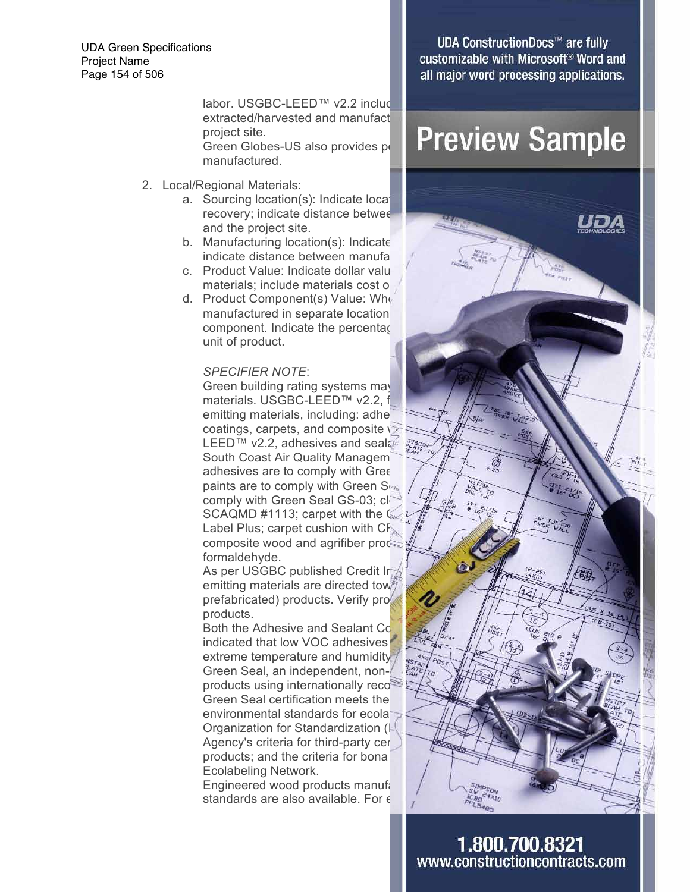labor. USGBC-LEED™ v2.2 incluc
extracted/harvested and manufact
project site.
Green Globes-US also provides p
manufactured.

2. Local/Regional Materials:
   a. Sourcing location(s): Indicate loca
      recovery; indicate distance betwee
      and the project site.
   b. Manufacturing location(s): Indicate
      indicate distance between manufa
   c. Product Value: Indicate dollar valu
      materials; include materials cost o
   d. Product Component(s) Value: Wh
      manufactured in separate location
      component. Indicate the percentag
      unit of product.

      *SPECIFIER NOTE*:
      Green building rating systems may
      materials. USGBC-LEED™ v2.2, f
      emitting materials, including: adhe
      coatings, carpets, and composite v
      LEED™ v2.2, adhesives and seala
      South Coast Air Quality Managem
      adhesives are to comply with Gree
      paints are to comply with Green S
      comply with Green Seal GS-03; cl
      SCAQMD #1113; carpet with the C
      Label Plus; carpet cushion with CR
      composite wood and agrifiber proc
      formaldehyde.
      As per USGBC published Credit Ir
      emitting materials are directed tow
      prefabricated) products. Verify pro
      products.
      Both the Adhesive and Sealant Co
      indicated that low VOC adhesives
      extreme temperature and humidity
      Green Seal, an independent, non-
      products using internationally reco
      Green Seal certification meets the
      environmental standards for ecola
      Organization for Standardization (
      Agency's criteria for third-party cer
      products; and the criteria for bona
      Ecolabeling Network.
      Engineered wood products manufa
      standards are also available. For e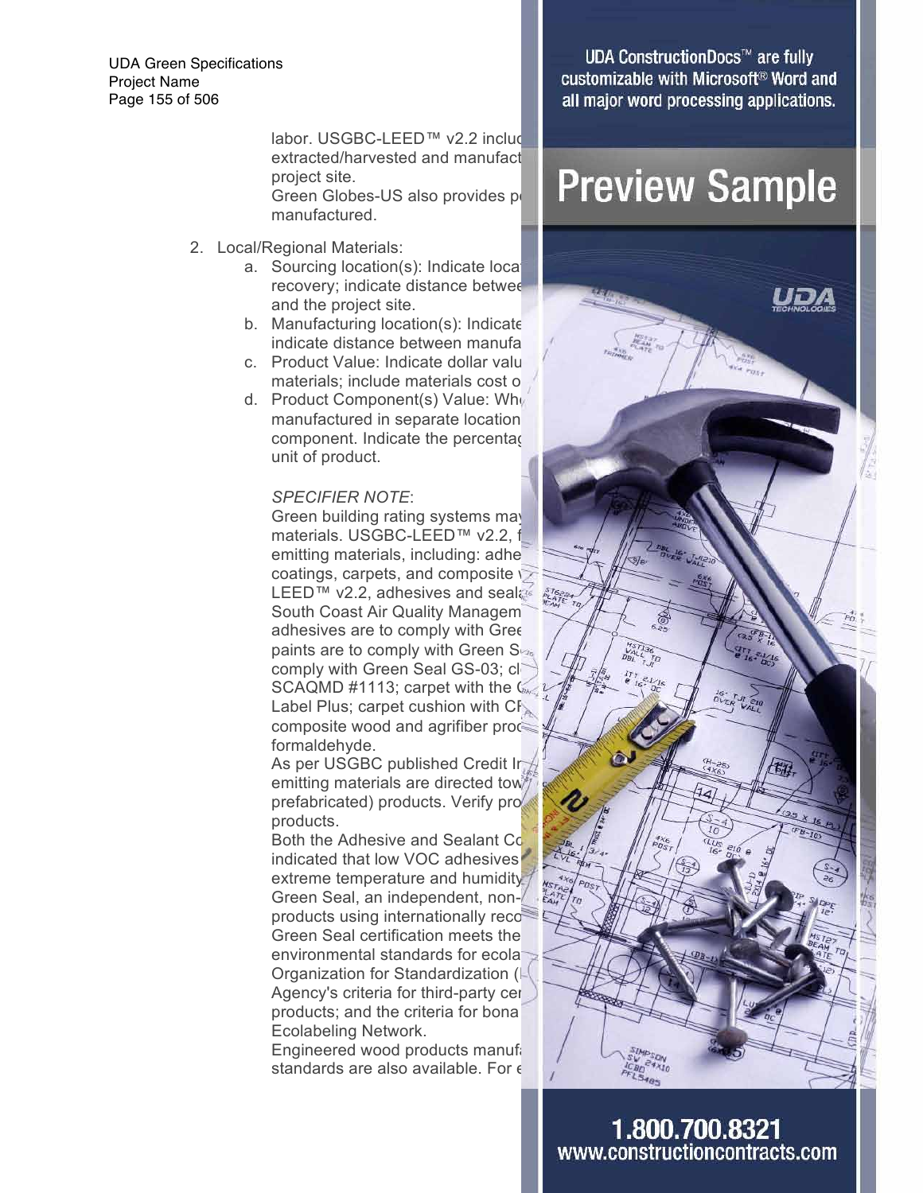labor. USGBC-LEED™ v2.2 includ extracted/harvested and manufact project site.
Green Globes-US also provides p manufactured.

2. Local/Regional Materials:
   a. Sourcing location(s): Indicate loca recovery; indicate distance betwee and the project site.
   b. Manufacturing location(s): Indicate indicate distance between manufa
   c. Product Value: Indicate dollar valu materials; include materials cost o
   d. Product Component(s) Value: Wh manufactured in separate location component. Indicate the percentag unit of product.

   *SPECIFIER NOTE*:
   Green building rating systems may materials. USGBC-LEED™ v2.2, f emitting materials, including: adhe coatings, carpets, and composite LEED™ v2.2, adhesives and seala South Coast Air Quality Managem adhesives are to comply with Gree paints are to comply with Green S comply with Green Seal GS-03; cl SCAQMD #1113; carpet with the C Label Plus; carpet cushion with CF composite wood and agrifiber prod formaldehyde.
   As per USGBC published Credit In emitting materials are directed tow prefabricated) products. Verify pro products.
   Both the Adhesive and Sealant Co indicated that low VOC adhesives extreme temperature and humidity Green Seal, an independent, non- products using internationally reco Green Seal certification meets the environmental standards for ecola Organization for Standardization ( Agency's criteria for third-party cer products; and the criteria for bona Ecolabeling Network.
   Engineered wood products manufa standards are also available. For e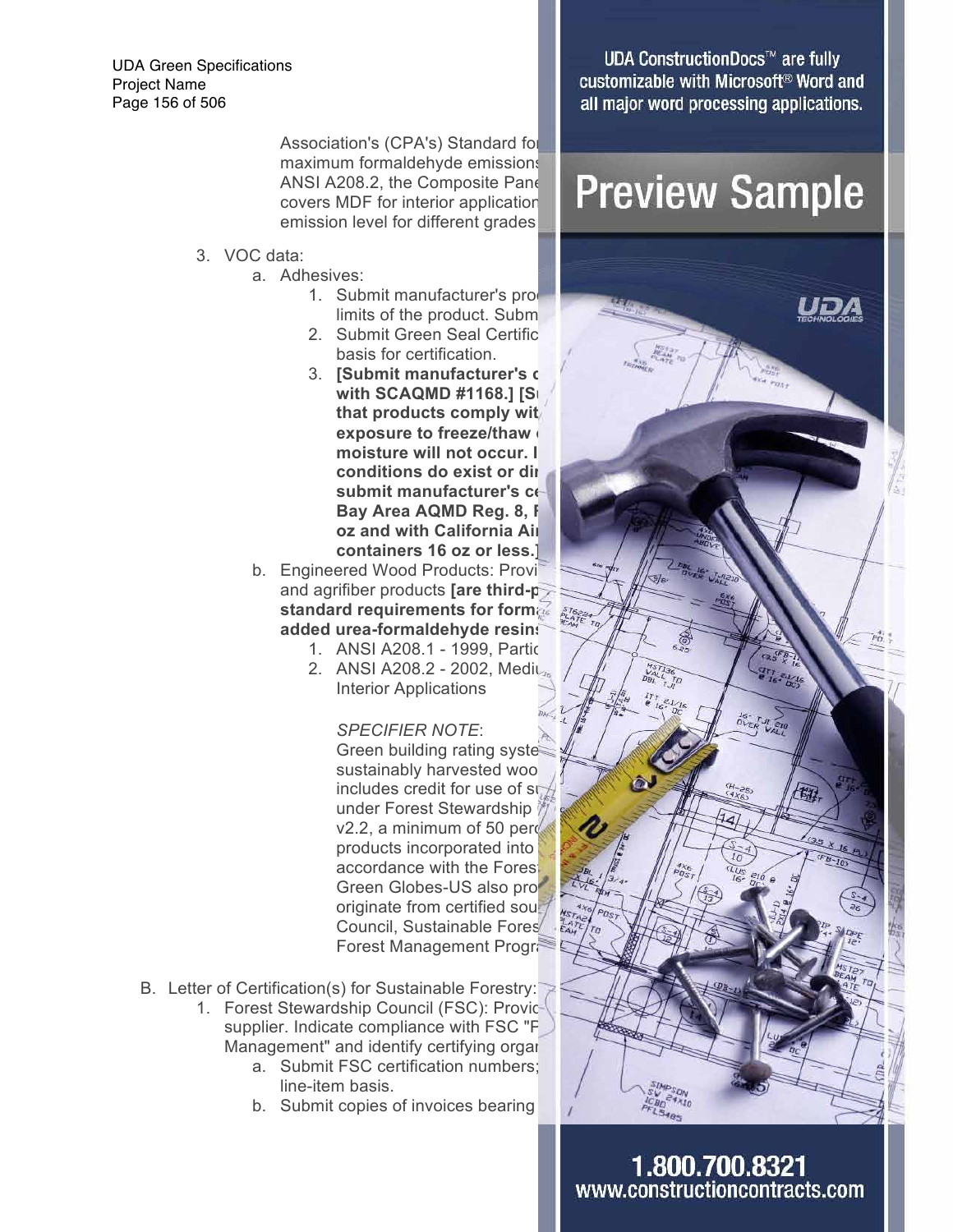Association's (CPA's) Standard fo maximum formaldehyde emissions ANSI A208.2, the Composite Pane covers MDF for interior application emission level for different grades

3. VOC data:
   a. Adhesives:
      1. Submit manufacturer's pro limits of the product. Subm
      2. Submit Green Seal Certific basis for certification.
      3. **[Submit manufacturer's c with SCAQMD #1168.] [S that products comply wit exposure to freeze/thaw moisture will not occur. I conditions do exist or di submit manufacturer's c Bay Area AQMD Reg. 8, oz and with California Ai containers 16 oz or less.]**
   b. Engineered Wood Products: Provi and agrifiber products **[are third-p standard requirements for form added urea-formaldehyde resin**
      1. ANSI A208.1 - 1999, Partic
      2. ANSI A208.2 - 2002, Mediu Interior Applications

      *SPECIFIER NOTE*:
      Green building rating syste sustainably harvested woo includes credit for use of s under Forest Stewardship v2.2, a minimum of 50 perc products incorporated into accordance with the Fores Green Globes-US also pro originate from certified sou Council, Sustainable Fores Forest Management Progr

B. Letter of Certification(s) for Sustainable Forestry:
   1. Forest Stewardship Council (FSC): Provi supplier. Indicate compliance with FSC "F Management" and identify certifying orga
      a. Submit FSC certification numbers; line-item basis.
      b. Submit copies of invoices bearing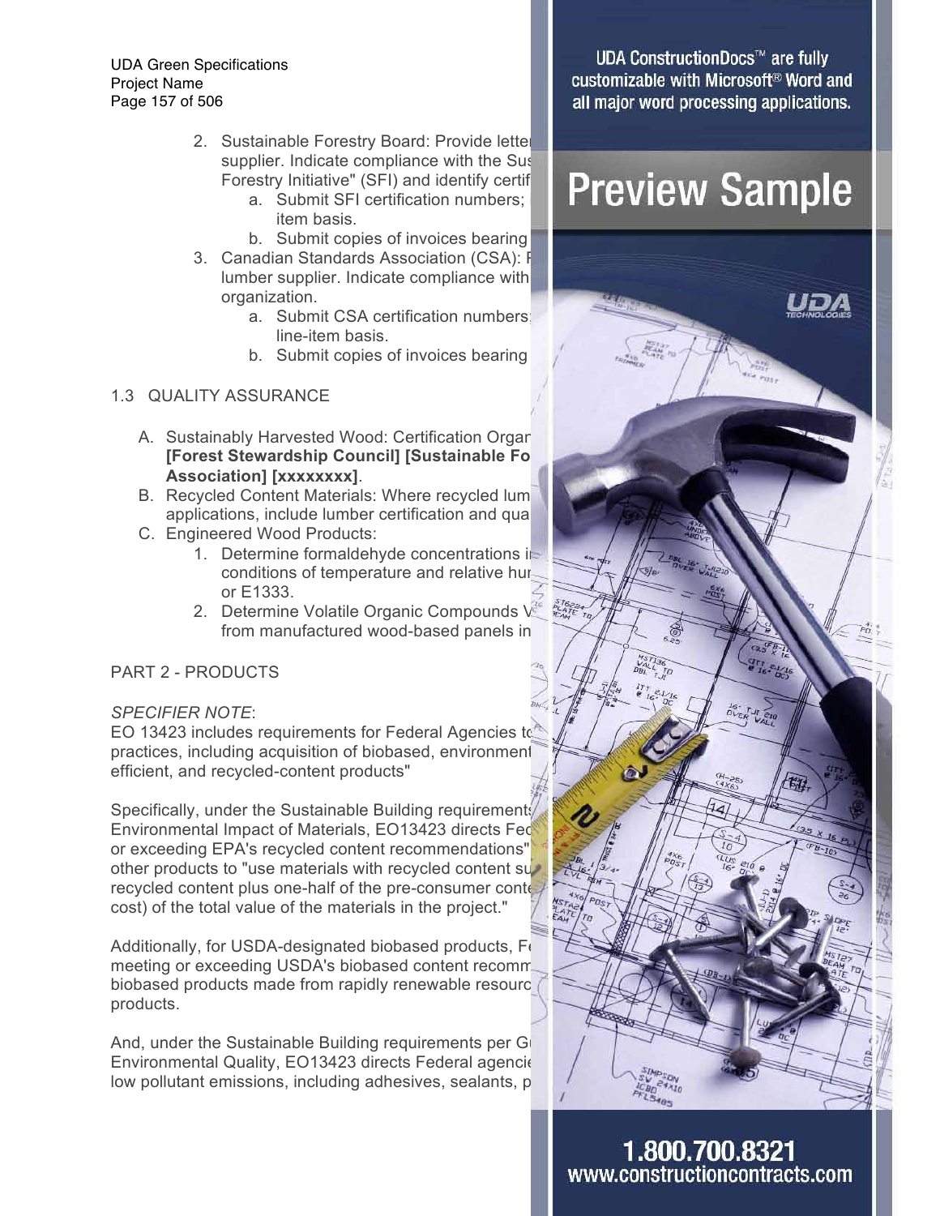2. Sustainable Forestry Board: Provide letter supplier. Indicate compliance with the Sus Forestry Initiative" (SFI) and identify certif
   a. Submit SFI certification numbers; item basis.
   b. Submit copies of invoices bearing
3. Canadian Standards Association (CSA): F lumber supplier. Indicate compliance with organization.
   a. Submit CSA certification numbers line-item basis.
   b. Submit copies of invoices bearing

1.3 QUALITY ASSURANCE

A. Sustainably Harvested Wood: Certification Organ **[Forest Stewardship Council] [Sustainable Fo Association] [xxxxxxxx]**.
B. Recycled Content Materials: Where recycled lum applications, include lumber certification and qua
C. Engineered Wood Products:
   1. Determine formaldehyde concentrations i conditions of temperature and relative hu or E1333.
   2. Determine Volatile Organic Compounds V from manufactured wood-based panels in

PART 2 - PRODUCTS

*SPECIFIER NOTE*:
EO 13423 includes requirements for Federal Agencies to practices, including acquisition of biobased, environment efficient, and recycled-content products"

Specifically, under the Sustainable Building requirements Environmental Impact of Materials, EO13423 directs Fed or exceeding EPA's recycled content recommendations" other products to "use materials with recycled content su recycled content plus one-half of the pre-consumer conte cost) of the total value of the materials in the project."

Additionally, for USDA-designated biobased products, Fe meeting or exceeding USDA's biobased content recomm biobased products made from rapidly renewable resourc products.

And, under the Sustainable Building requirements per G Environmental Quality, EO13423 directs Federal agencie low pollutant emissions, including adhesives, sealants, p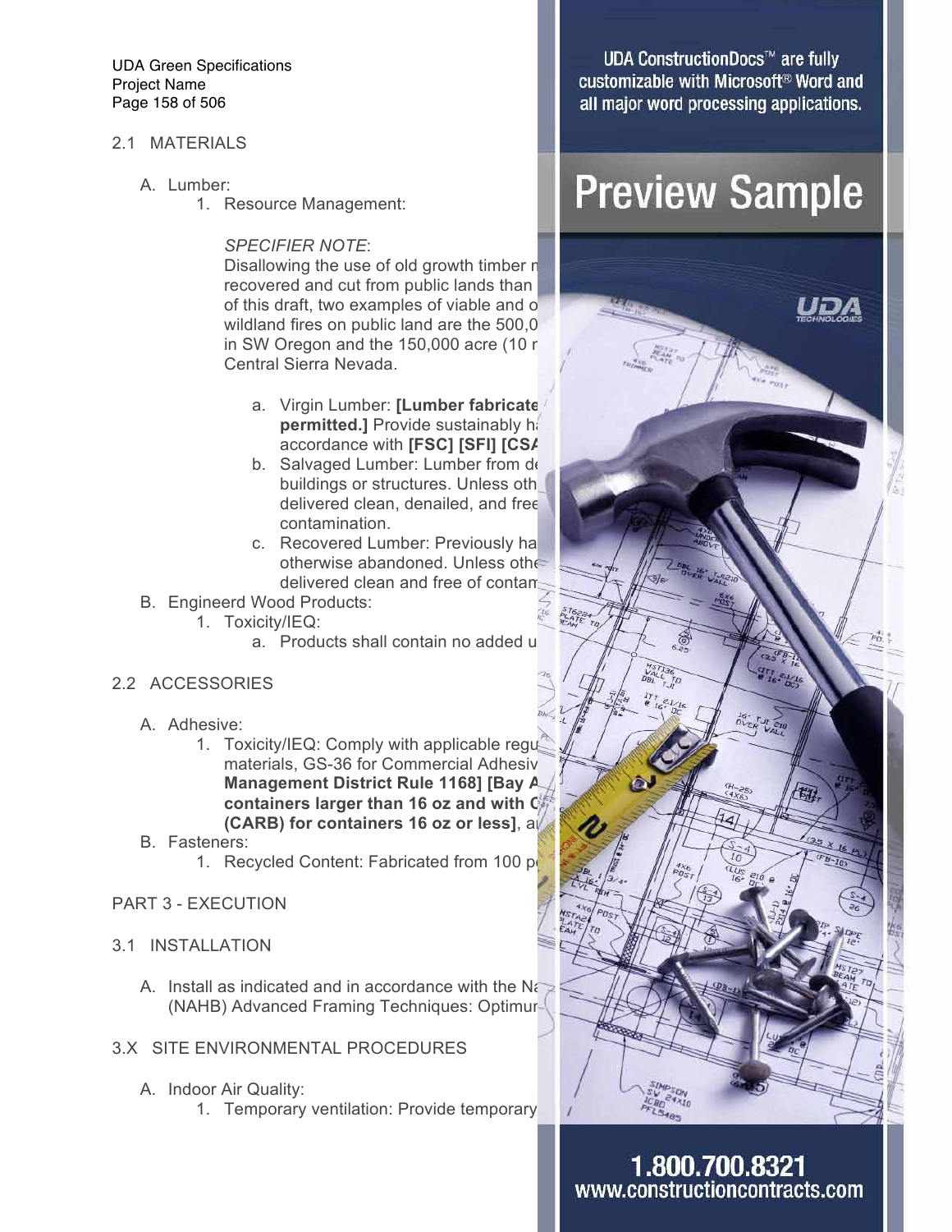## 2.1 MATERIALS

A. Lumber:

1. Resource Management:

*SPECIFIER NOTE*:
Disallowing the use of old growth timber r
recovered and cut from public lands than
of this draft, two examples of viable and o
wildland fires on public land are the 500,0
in SW Oregon and the 150,000 acre (10 r
Central Sierra Nevada.

a. Virgin Lumber: **[Lumber fabricate permitted.]** Provide sustainably h accordance with **[FSC] [SFI] [CSA**
b. Salvaged Lumber: Lumber from de buildings or structures. Unless oth delivered clean, denailed, and free contamination.
c. Recovered Lumber: Previously ha otherwise abandoned. Unless othe delivered clean and free of contam

B. Engineerd Wood Products:

1. Toxicity/IEQ:
   a. Products shall contain no added u

## 2.2 ACCESSORIES

A. Adhesive:

1. Toxicity/IEQ: Comply with applicable regu materials, GS-36 for Commercial Adhesiv **Management District Rule 1168] [Bay A containers larger than 16 oz and with C (CARB) for containers 16 oz or less]**, a

B. Fasteners:

1. Recycled Content: Fabricated from 100 p

# PART 3 - EXECUTION

## 3.1 INSTALLATION

A. Install as indicated and in accordance with the Na (NAHB) Advanced Framing Techniques: Optimur

## 3.X SITE ENVIRONMENTAL PROCEDURES

A. Indoor Air Quality:

1. Temporary ventilation: Provide temporary

UDA ConstructionDocs™ are fully customizable with Microsoft® Word and all major word processing applications.

Preview Sample

1.800.700.8321
www.constructioncontracts.com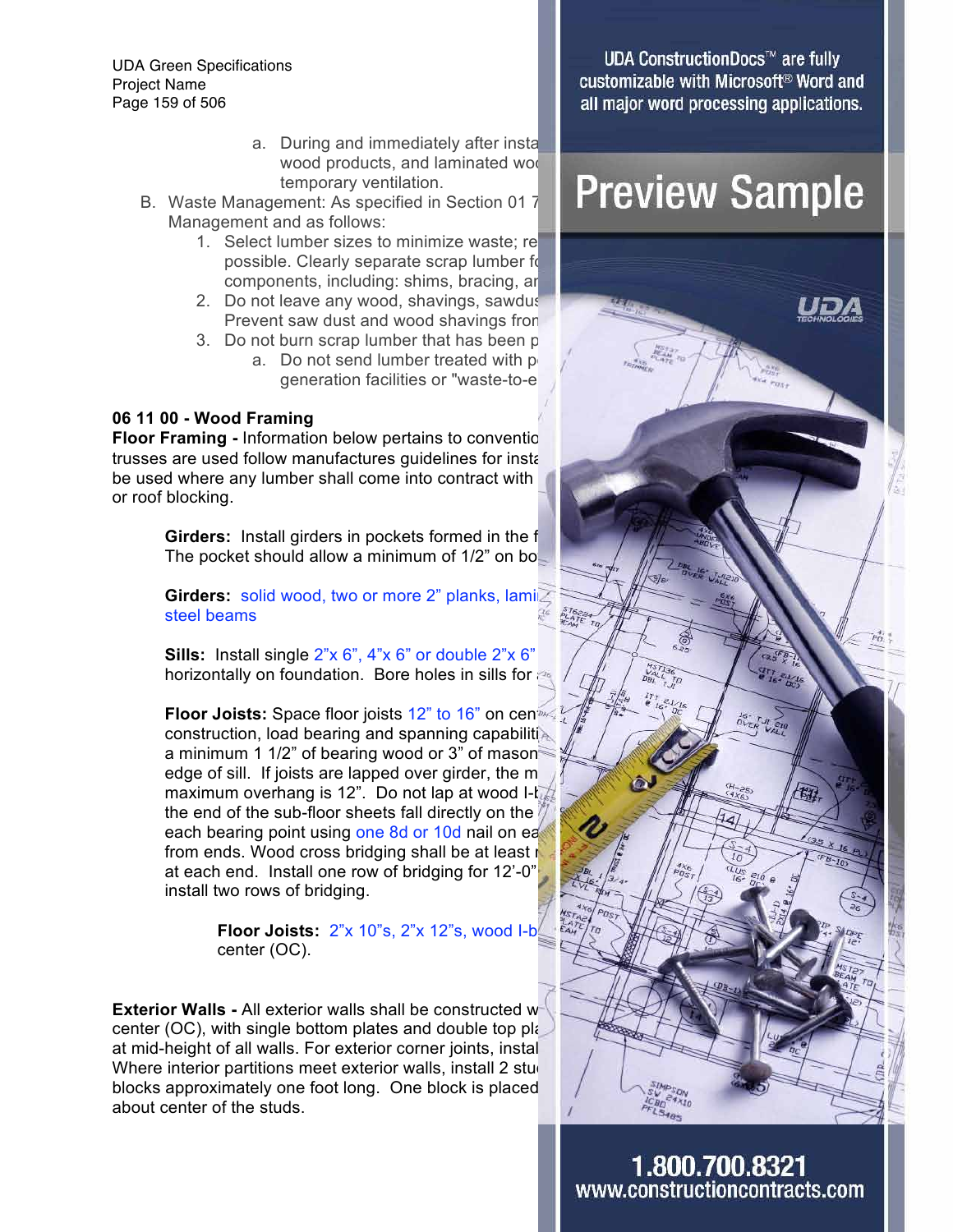a. During and immediately after insta wood products, and laminated woo temporary ventilation.

B. Waste Management: As specified in Section 01 7 Management and as follows:

1. Select lumber sizes to minimize waste; re possible. Clearly separate scrap lumber fo components, including: shims, bracing, ar
2. Do not leave any wood, shavings, sawdus Prevent saw dust and wood shavings fron
3. Do not burn scrap lumber that has been p
   a. Do not send lumber treated with p generation facilities or "waste-to-e

**06 11 00 - Wood Framing**

**Floor Framing -** Information below pertains to conventio trusses are used follow manufactures guidelines for insta be used where any lumber shall come into contract with or roof blocking.

**Girders:** Install girders in pockets formed in the f The pocket should allow a minimum of 1/2" on bo

**Girders:** solid wood, two or more 2" planks, lami steel beams

**Sills:** Install single 2"x 6", 4"x 6" or double 2"x 6" horizontally on foundation. Bore holes in sills for

**Floor Joists:** Space floor joists 12" to 16" on cen construction, load bearing and spanning capabilit a minimum 1 1/2" of bearing wood or 3" of mason edge of sill. If joists are lapped over girder, the m maximum overhang is 12". Do not lap at wood I-b the end of the sub-floor sheets fall directly on the each bearing point using one 8d or 10d nail on ea from ends. Wood cross bridging shall be at least at each end. Install one row of bridging for 12'-0" install two rows of bridging.

**Floor Joists:** 2"x 10"s, 2"x 12"s, wood I-b center (OC).

**Exterior Walls -** All exterior walls shall be constructed w center (OC), with single bottom plates and double top pla at mid-height of all walls. For exterior corner joints, instal Where interior partitions meet exterior walls, install 2 stu blocks approximately one foot long. One block is placed about center of the studs.